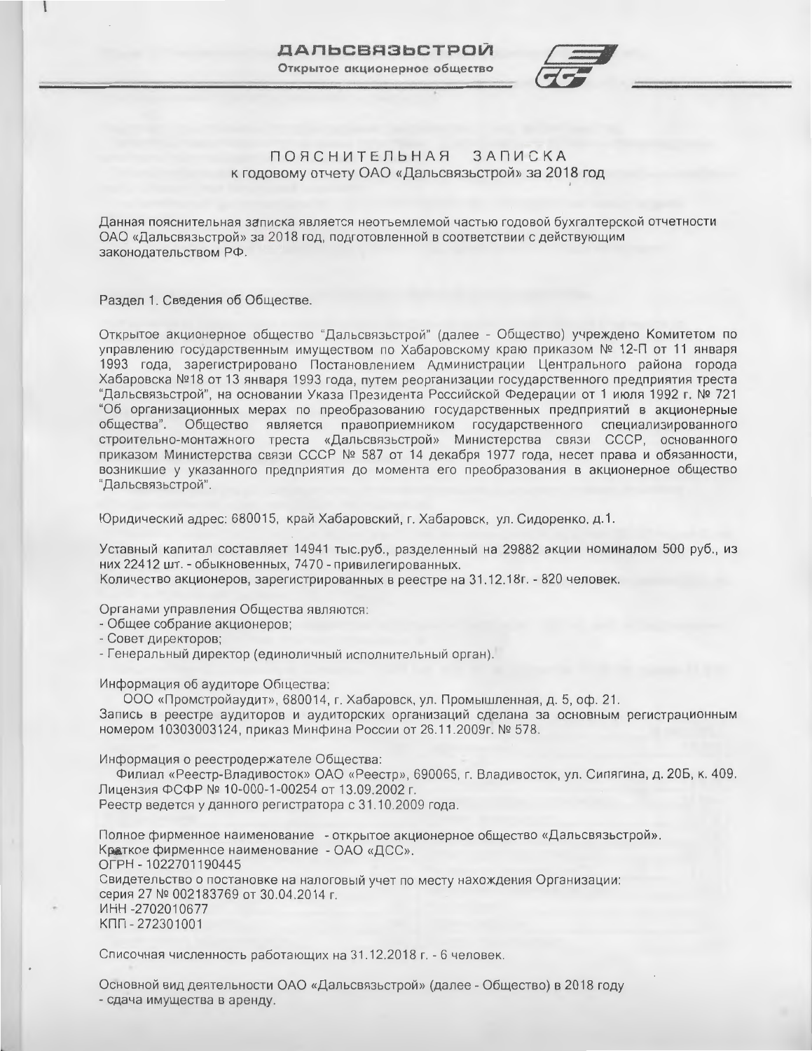**ДАЛЬСВЯЗЬСТРОЙ**

Открытое акционерное общество

# ПОЯСНИТЕЛЬНАЯ ЗАПИСКА

## к годовому отчету ОАО «Дальсвязьстрой» за 2018 год

Данная пояснительная записка является неотъемлемой частью годовой бухгалтерской отчетности ОАО «Дальсвязьстрой» за 2018 год, подготовленной в соответствии с действующим законодательством РФ.

Раздел 1. Сведения об Обществе.

Открытое акционерное общество "Дальсвязьстрой" (далее - Общество) учреждено Комитетом по управлению государственным имуществом по Хабаровскому краю приказом № 12-П от 11 января 1993 года, зарегистрировано Постановлением Администрации Центрального района города Хабаровска №18 от 13 января 1993 года, путем реорганизации государственного предприятия треста "Дальсвязьстрой", на основании Указа Президента Российской Федерации от 1 июля 1992 г. № 721 "Об организационных мерах по преобразованию государственных предприятий в акционерные общества". Общество является правоприемником государственного специализированного строительно-монтажного треста «Дальсвязьстрой» Министерства связи СССР, основанного приказом Министерства связи СССР № 587 от 14 декабря 1977 года, несет права и обязанности, возникшие у указанного предприятия до момента его преобразования в акционерное общество "Дальсвязьстрой".

Юридический адрес: 680015, край Хабаровский, г. Хабаровск, ул. Сидоренко, д.1.

Уставный капитал составляет 14941 тыс.руб., разделенный на 29882 акции номиналом 500 руб., из них 22412 шт. - обыкновенных, 7470 - привилегированных.
Количество акционеров, зарегистрированных в реестре на 31.12.18г. - 820 человек.

Органами управления Общества являются:
- Общее собрание акционеров;
- Совет директоров;
- Генеральный директор (единоличный исполнительный орган).

Информация об аудиторе Общества:
ООО «Промстройаудит», 680014, г. Хабаровск, ул. Промышленная, д. 5, оф. 21.
Запись в реестре аудиторов и аудиторских организаций сделана за основным регистрационным номером 10303003124, приказ Минфина России от 26.11.2009г. № 578.

Информация о реестродержателе Общества:
Филиал «Реестр-Владивосток» ОАО «Реестр», 690065, г. Владивосток, ул. Сипягина, д. 20Б, к. 409.
Лицензия ФСФР № 10-000-1-00254 от 13.09.2002 г.
Реестр ведется у данного регистратора с 31.10.2009 года.

Полное фирменное наименование - открытое акционерное общество «Дальсвязьстрой».
Краткое фирменное наименование - ОАО «ДСС».
ОГРН - 1022701190445
Свидетельство о постановке на налоговый учет по месту нахождения Организации:
серия 27 № 002183769 от 30.04.2014 г.
ИНН -2702010677
КПП - 272301001

Списочная численность работающих на 31.12.2018 г. - 6 человек.

Основной вид деятельности ОАО «Дальсвязьстрой» (далее - Общество) в 2018 году
- сдача имущества в аренду.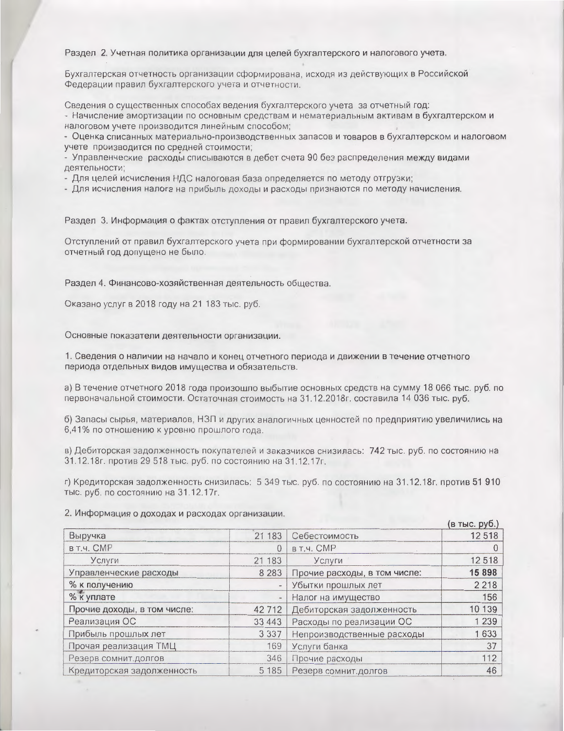Раздел 2. Учетная политика организации для целей бухгалтерского и налогового учета.

Бухгалтерская отчетность организации сформирована, исходя из действующих в Российской Федерации правил бухгалтерского учета и отчетности.

Сведения о существенных способах ведения бухгалтерского учета за отчетный год:

- Начисление амортизации по основным средствам и нематериальным активам в бухгалтерском и налоговом учете производится линейным способом;
- Оценка списанных материально-производственных запасов и товаров в бухгалтерском и налоговом учете производится по средней стоимости;
- Управленческие расходы списываются в дебет счета 90 без распределения между видами деятельности;
- Для целей исчисления НДС налоговая база определяется по методу отгрузки;
- Для исчисления налога на прибыль доходы и расходы признаются по методу начисления.

Раздел 3. Информация о фактах отступления от правил бухгалтерского учета.

Отступлений от правил бухгалтерского учета при формировании бухгалтерской отчетности за отчетный год допущено не было.

Раздел 4. Финансово-хозяйственная деятельность общества.

Оказано услуг в 2018 году на 21 183 тыс. руб.

Основные показатели деятельности организации.

1. Сведения о наличии на начало и конец отчетного периода и движении в течение отчетного периода отдельных видов имущества и обязательств.

а) В течение отчетного 2018 года произошло выбытие основных средств на сумму 18 066 тыс. руб. по первоначальной стоимости. Остаточная стоимость на 31.12.2018г. составила 14 036 тыс. руб.

б) Запасы сырья, материалов, НЗП и других аналогичных ценностей по предприятию увеличились на 6,41% по отношению к уровню прошлого года.

в) Дебиторская задолженность покупателей и заказчиков снизилась: 742 тыс. руб. по состоянию на 31.12.18г. против 29 518 тыс. руб. по состоянию на 31.12.17г.

г) Кредиторская задолженность снизилась: 5 349 тыс. руб. по состоянию на 31.12.18г. против 51 910 тыс. руб. по состоянию на 31.12.17г.

2. Информация о доходах и расходах организации.

(в тыс. руб.)

| | | | |
|---|---|---|---|
| Выручка | 21 183 | Себестоимость | 12 518 |
| в т.ч. СМР | 0 | в т.ч. СМР | 0 |
| Услуги | 21 183 | Услуги | 12 518 |
| Управленческие расходы | 8 283 | Прочие расходы, в том числе: | **15 898** |
| % к получению | - | Убытки прошлых лет | 2 218 |
| % к уплате | - | Налог на имущество | 156 |
| Прочие доходы, в том числе: | 42 712 | Дебиторская задолженность | 10 139 |
| Реализация ОС | 33 443 | Расходы по реализации ОС | 1 239 |
| Прибыль прошлых лет | 3 337 | Непроизводственные расходы | 1 633 |
| Прочая реализация ТМЦ | 169 | Услуги банка | 37 |
| Резерв сомнит.долгов | 346 | Прочие расходы | 112 |
| Кредиторская задолженность | 5 185 | Резерв сомнит.долгов | 46 |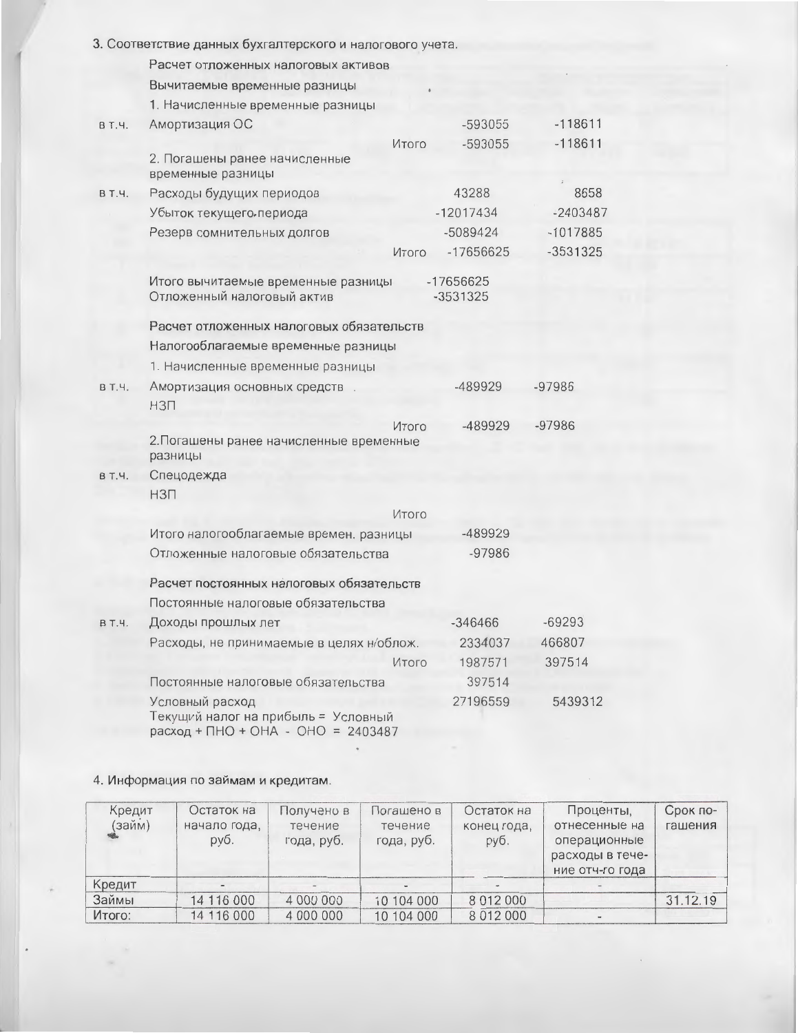3. Соответствие данных бухгалтерского и налогового учета.

Расчет отложенных налоговых активов

Вычитаемые временные разницы

1. Начисленные временные разницы

| | | | | |
|---|---|---|---|---|
| в т.ч. | Амортизация ОС | | -593055 | -118611 |
| | | Итого | -593055 | -118611 |

2. Погашены ранее начисленные временные разницы

| | | | | |
|---|---|---|---|---|
| в т.ч. | Расходы будущих периодов | | 43288 | 8658 |
| | Убыток текущего периода | | -12017434 | -2403487 |
| | Резерв сомнительных долгов | | -5089424 | -1017885 |
| | | Итого | -17656625 | -3531325 |

Итого вычитаемые временные разницы -17656625

Отложенный налоговый актив -3531325

Расчет отложенных налоговых обязательств

Налогооблагаемые временные разницы

1. Начисленные временные разницы

| | | | | |
|---|---|---|---|---|
| в т.ч. | Амортизация основных средств | | -489929 | -97986 |
| | НЗП | | | |
| | | Итого | -489929 | -97986 |

2.Погашены ранее начисленные временные разницы

| | | | | |
|---|---|---|---|---|
| в т.ч. | Спецодежда | | | |
| | НЗП | | | |
| | | Итого | | |

Итого налогооблагаемые времен. разницы -489929

Отложенные налоговые обязательства -97986

Расчет постоянных налоговых обязательств

Постоянные налоговые обязательства

| | | | | |
|---|---|---|---|---|
| в т.ч. | Доходы прошлых лет | | -346466 | -69293 |
| | Расходы, не принимаемые в целях н/облож. | | 2334037 | 466807 |
| | | Итого | 1987571 | 397514 |
| | Постоянные налоговые обязательства | | 397514 | |
| | Условный расход | | 27196559 | 5439312 |

Текущий налог на прибыль = Условный расход + ПНО + ОНА - ОНО = 2403487

4. Информация по займам и кредитам.

| Кредит (займ) | Остаток на начало года, руб. | Получено в течение года, руб. | Погашено в течение года, руб. | Остаток на конец года, руб. | Проценты, отнесенные на операционные расходы в течение отч-го года | Срок погашения |
|---|---|---|---|---|---|---|
| Кредит | - | - | - | - | - | |
| Займы | 14 116 000 | 4 000 000 | 10 104 000 | 8 012 000 | | 31.12.19 |
| Итого: | 14 116 000 | 4 000 000 | 10 104 000 | 8 012 000 | - | |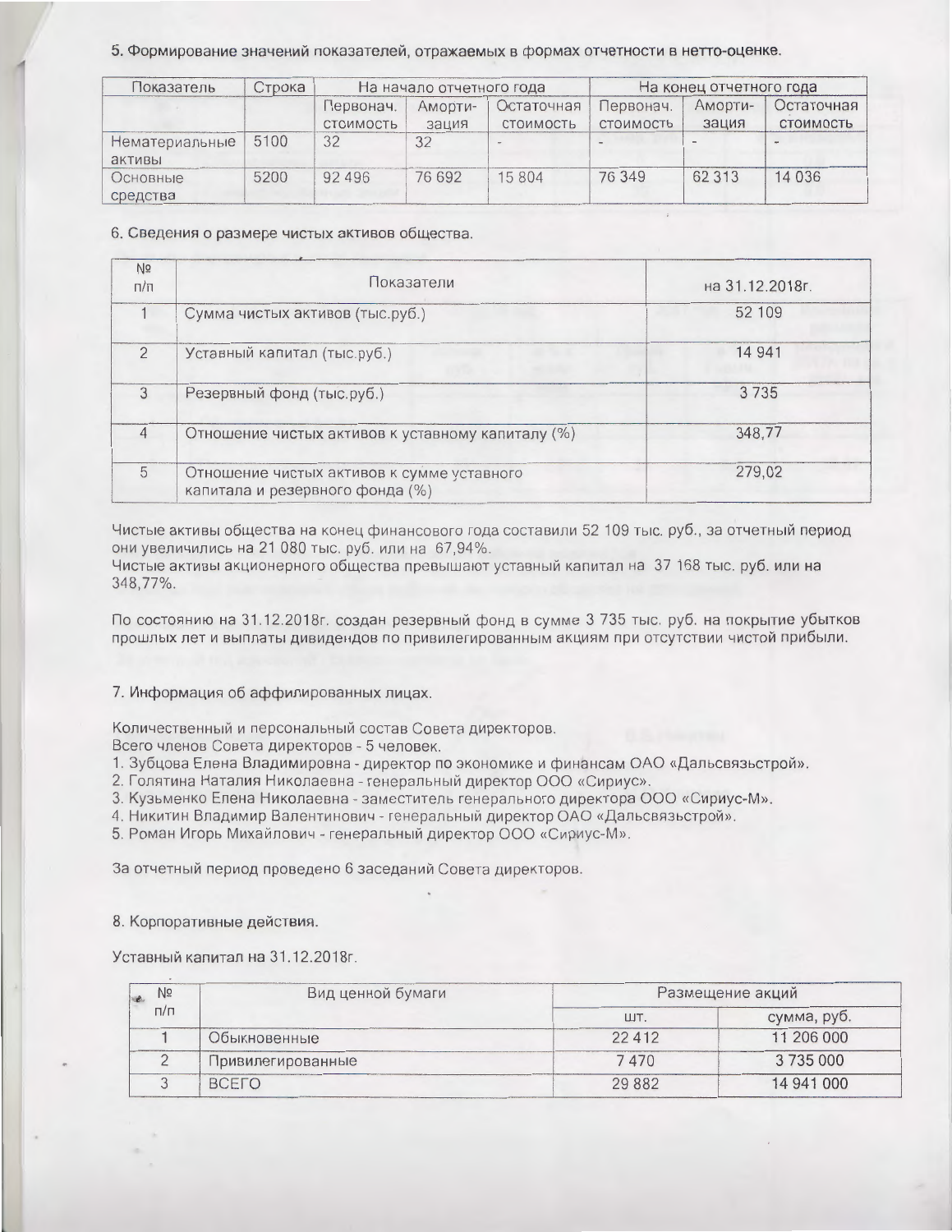5. Формирование значений показателей, отражаемых в формах отчетности в нетто-оценке.

| Показатель | Строка | На начало отчетного года | | | На конец отчетного года | | |
|---|---|---|---|---|---|---|---|
| | | Первонач. стоимость | Амортизация | Остаточная стоимость | Первонач. стоимость | Амортизация | Остаточная стоимость |
| Нематериальные активы | 5100 | 32 | 32 | - | - | - | - |
| Основные средства | 5200 | 92 496 | 76 692 | 15 804 | 76 349 | 62 313 | 14 036 |

6. Сведения о размере чистых активов общества.

| № п/п | Показатели | на 31.12.2018г. |
|---|---|---|
| 1 | Сумма чистых активов (тыс.руб.) | 52 109 |
| 2 | Уставный капитал (тыс.руб.) | 14 941 |
| 3 | Резервный фонд (тыс.руб.) | 3 735 |
| 4 | Отношение чистых активов к уставному капиталу (%) | 348,77 |
| 5 | Отношение чистых активов к сумме уставного капитала и резервного фонда (%) | 279,02 |

Чистые активы общества на конец финансового года составили 52 109 тыс. руб., за отчетный период они увеличились на 21 080 тыс. руб. или на 67,94%.
Чистые активы акционерного общества превышают уставный капитал на 37 168 тыс. руб. или на 348,77%.

По состоянию на 31.12.2018г. создан резервный фонд в сумме 3 735 тыс. руб. на покрытие убытков прошлых лет и выплаты дивидендов по привилегированным акциям при отсутствии чистой прибыли.

7. Информация об аффилированных лицах.

Количественный и персональный состав Совета директоров.
Всего членов Совета директоров - 5 человек.
1. Зубцова Елена Владимировна - директор по экономике и финансам ОАО «Дальсвязьстрой».
2. Голятина Наталия Николаевна - генеральный директор ООО «Сириус».
3. Кузьменко Елена Николаевна - заместитель генерального директора ООО «Сириус-М».
4. Никитин Владимир Валентинович - генеральный директор ОАО «Дальсвязьстрой».
5. Роман Игорь Михайлович - генеральный директор ООО «Сириус-М».

За отчетный период проведено 6 заседаний Совета директоров.

8. Корпоративные действия.

Уставный капитал на 31.12.2018г.

| № п/п | Вид ценной бумаги | Размещение акций | |
|---|---|---|---|
| | | шт. | сумма, руб. |
| 1 | Обыкновенные | 22 412 | 11 206 000 |
| 2 | Привилегированные | 7 470 | 3 735 000 |
| 3 | ВСЕГО | 29 882 | 14 941 000 |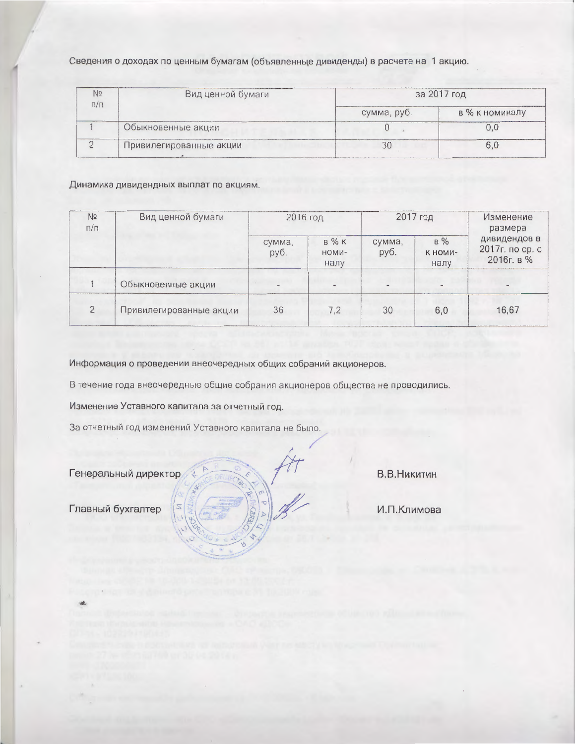Сведения о доходах по ценным бумагам (объявленные дивиденды) в расчете на 1 акцию.

| № п/п | Вид ценной бумаги | за 2017 год | |
|---|---|---|---|
| | | сумма, руб. | в % к номиналу |
| 1 | Обыкновенные акции | 0 | 0,0 |
| 2 | Привилегированные акции | 30 | 6,0 |

Динамика дивидендных выплат по акциям.

| № п/п | Вид ценной бумаги | 2016 год | | 2017 год | | Изменение размера дивидендов в 2017г. по ср. с 2016г. в % |
|---|---|---|---|---|---|---|
| | | сумма, руб. | в % к номиналу | сумма, руб. | в % к номиналу | |
| 1 | Обыкновенные акции | - | - | - | - | - |
| 2 | Привилегированные акции | 36 | 7,2 | 30 | 6,0 | 16,67 |

Информация о проведении внеочередных общих собраний акционеров.

В течение года внеочередные общие собрания акционеров общества не проводились.

Изменение Уставного капитала за отчетный год.

За отчетный год изменений Уставного капитала не было.

Генеральный директор В.В.Никитин

Главный бухгалтер И.П.Климова